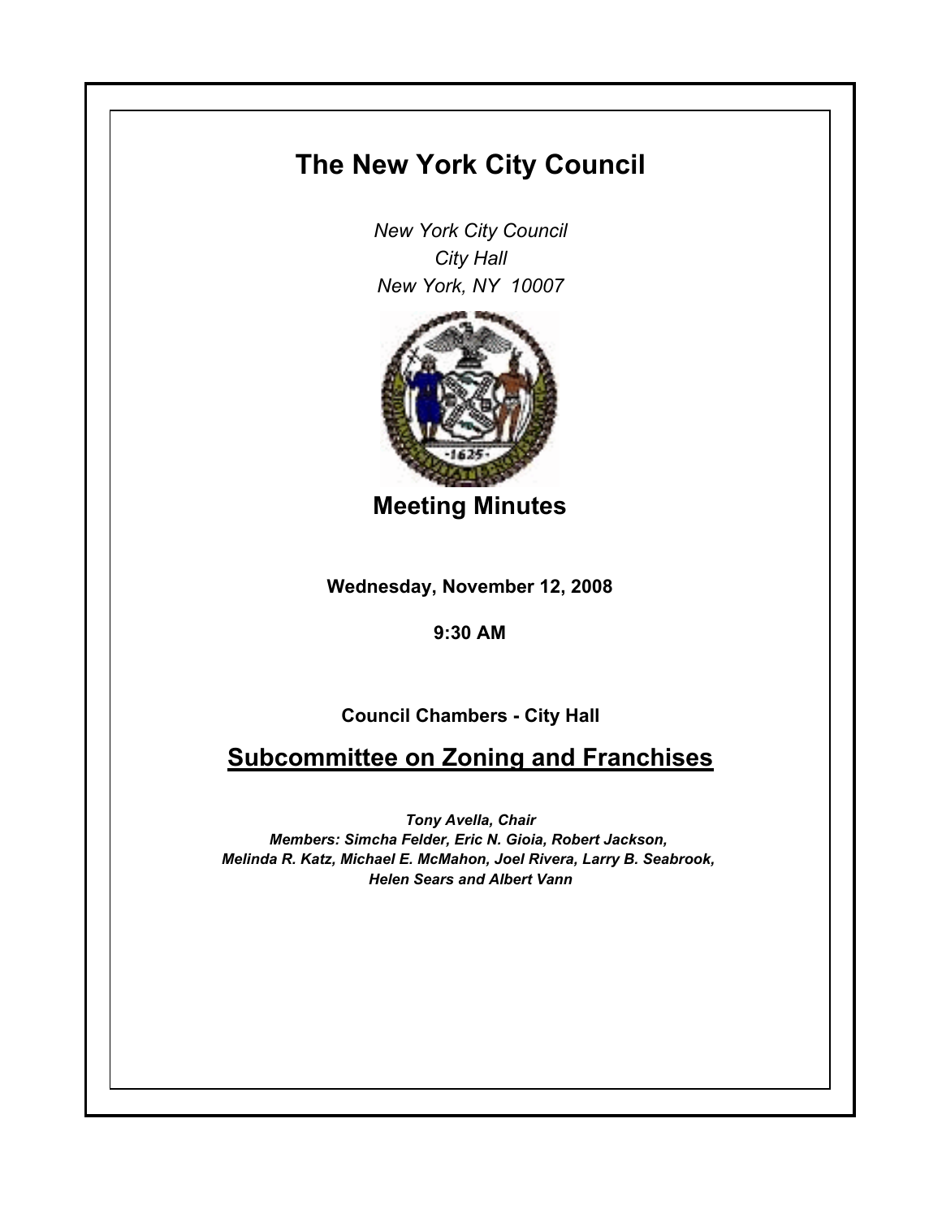# The New York City Council

*New York City Council*
*City Hall*
*New York, NY 10007*

## Meeting Minutes

**Wednesday, November 12, 2008**

**9:30 AM**

**Council Chambers - City Hall**

## Subcommittee on Zoning and Franchises

***Tony Avella, Chair***
***Members: Simcha Felder, Eric N. Gioia, Robert Jackson, Melinda R. Katz, Michael E. McMahon, Joel Rivera, Larry B. Seabrook, Helen Sears and Albert Vann***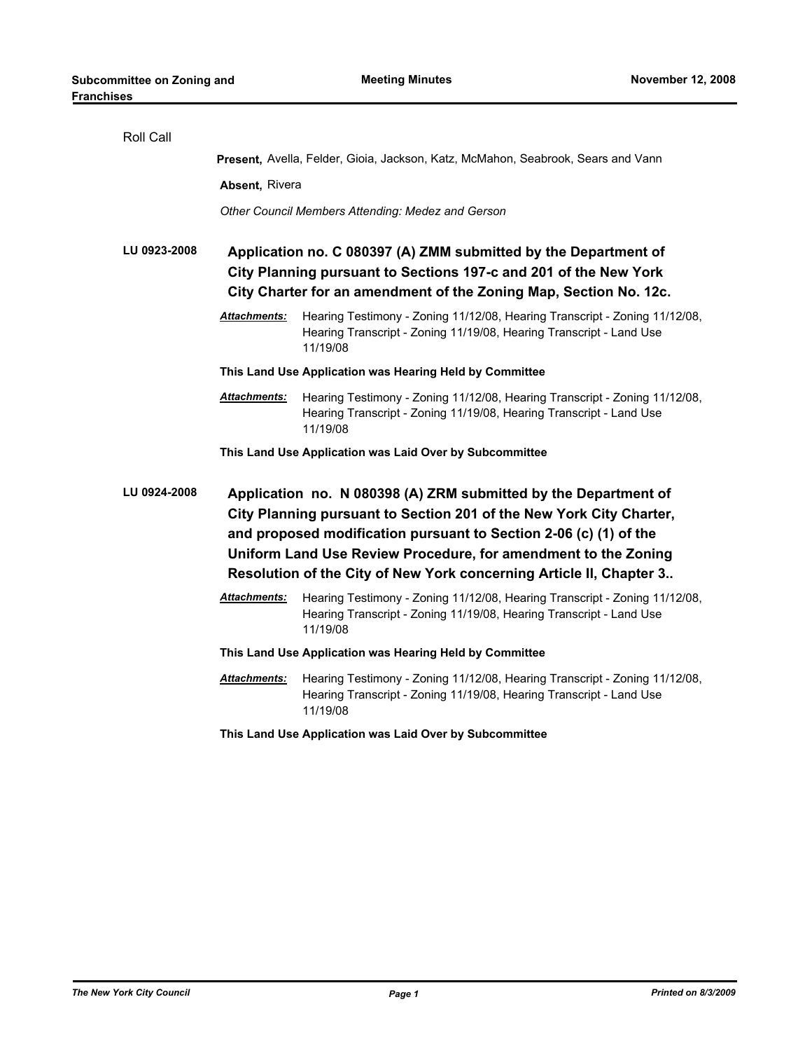Roll Call

**Present,** Avella, Felder, Gioia, Jackson, Katz, McMahon, Seabrook, Sears and Vann

**Absent,** Rivera

*Other Council Members Attending: Medez and Gerson*

**LU 0923-2008** **Application no. C 080397 (A) ZMM submitted by the Department of City Planning pursuant to Sections 197-c and 201 of the New York City Charter for an amendment of the Zoning Map, Section No. 12c.**

***Attachments:*** Hearing Testimony - Zoning 11/12/08, Hearing Transcript - Zoning 11/12/08, Hearing Transcript - Zoning 11/19/08, Hearing Transcript - Land Use 11/19/08

**This Land Use Application was Hearing Held by Committee**

***Attachments:*** Hearing Testimony - Zoning 11/12/08, Hearing Transcript - Zoning 11/12/08, Hearing Transcript - Zoning 11/19/08, Hearing Transcript - Land Use 11/19/08

**This Land Use Application was Laid Over by Subcommittee**

**LU 0924-2008** **Application no. N 080398 (A) ZRM submitted by the Department of City Planning pursuant to Section 201 of the New York City Charter, and proposed modification pursuant to Section 2-06 (c) (1) of the Uniform Land Use Review Procedure, for amendment to the Zoning Resolution of the City of New York concerning Article II, Chapter 3..**

***Attachments:*** Hearing Testimony - Zoning 11/12/08, Hearing Transcript - Zoning 11/12/08, Hearing Transcript - Zoning 11/19/08, Hearing Transcript - Land Use 11/19/08

**This Land Use Application was Hearing Held by Committee**

***Attachments:*** Hearing Testimony - Zoning 11/12/08, Hearing Transcript - Zoning 11/12/08, Hearing Transcript - Zoning 11/19/08, Hearing Transcript - Land Use 11/19/08

**This Land Use Application was Laid Over by Subcommittee**